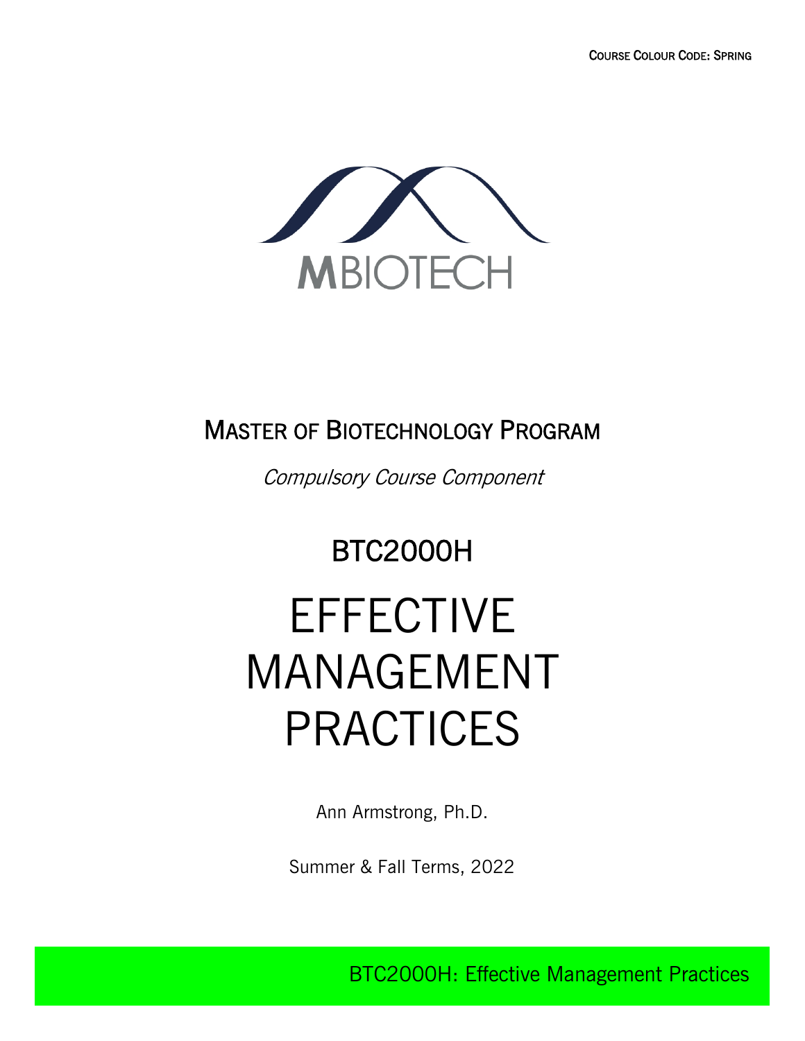COURSE COLOUR CODE: SPRING

MBIOTECH

## MASTER OF BIOTECHNOLOGY PROGRAM

*Compulsory Course Component*

## BTC2000H

# EFFECTIVE MANAGEMENT PRACTICES

Ann Armstrong, Ph.D.

Summer & Fall Terms, 2022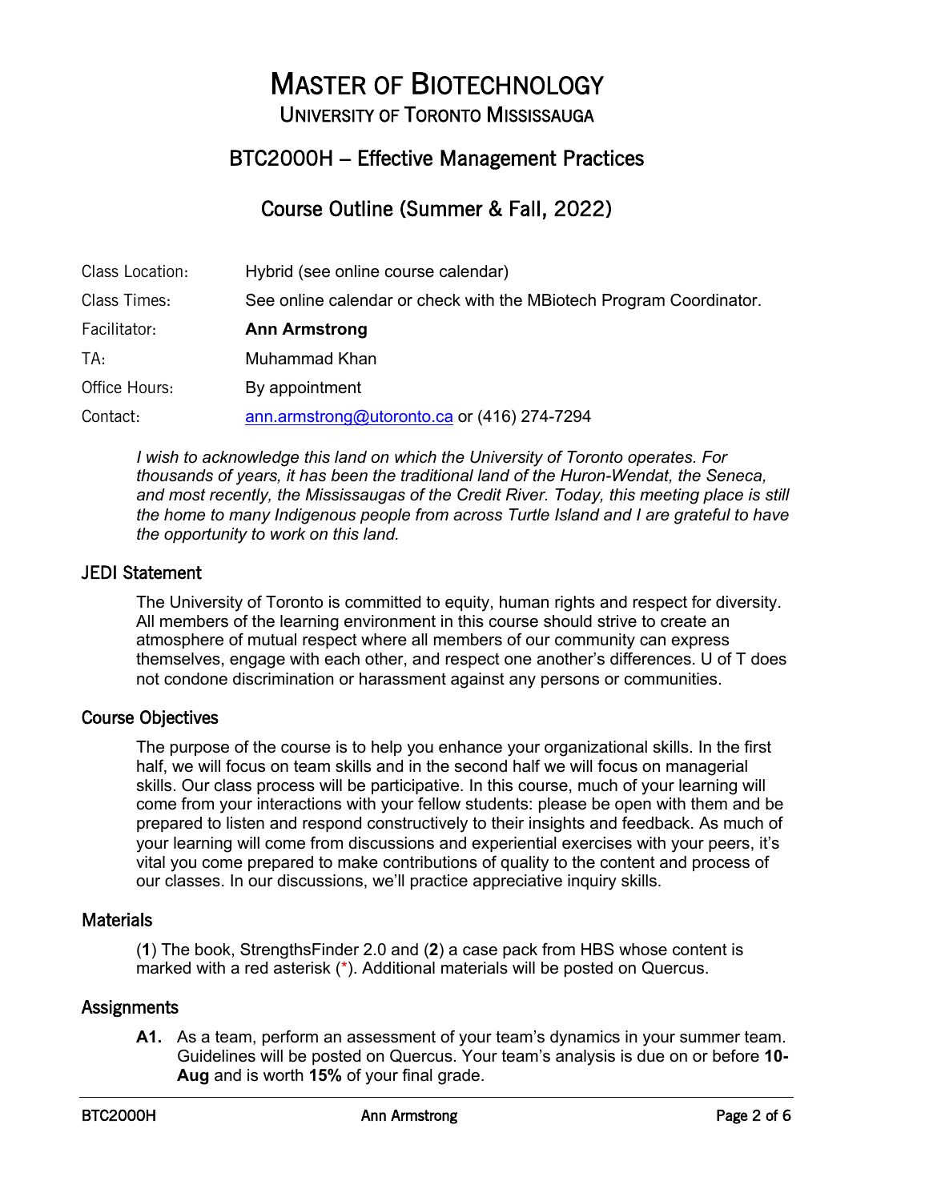# MASTER OF BIOTECHNOLOGY

UNIVERSITY OF TORONTO MISSISSAUGA

## BTC2000H – Effective Management Practices

## Course Outline (Summer & Fall, 2022)

| | |
|---|---|
| Class Location: | Hybrid (see online course calendar) |
| Class Times: | See online calendar or check with the MBiotech Program Coordinator. |
| Facilitator: | **Ann Armstrong** |
| TA: | Muhammad Khan |
| Office Hours: | By appointment |
| Contact: | ann.armstrong@utoronto.ca or (416) 274-7294 |

*I wish to acknowledge this land on which the University of Toronto operates. For thousands of years, it has been the traditional land of the Huron-Wendat, the Seneca, and most recently, the Mississaugas of the Credit River. Today, this meeting place is still the home to many Indigenous people from across Turtle Island and I are grateful to have the opportunity to work on this land.*

### JEDI Statement

The University of Toronto is committed to equity, human rights and respect for diversity. All members of the learning environment in this course should strive to create an atmosphere of mutual respect where all members of our community can express themselves, engage with each other, and respect one another's differences. U of T does not condone discrimination or harassment against any persons or communities.

### Course Objectives

The purpose of the course is to help you enhance your organizational skills. In the first half, we will focus on team skills and in the second half we will focus on managerial skills. Our class process will be participative. In this course, much of your learning will come from your interactions with your fellow students: please be open with them and be prepared to listen and respond constructively to their insights and feedback. As much of your learning will come from discussions and experiential exercises with your peers, it's vital you come prepared to make contributions of quality to the content and process of our classes. In our discussions, we'll practice appreciative inquiry skills.

### Materials

(**1**) The book, StrengthsFinder 2.0 and (**2**) a case pack from HBS whose content is marked with a red asterisk (*). Additional materials will be posted on Quercus.

### Assignments

**A1.** As a team, perform an assessment of your team's dynamics in your summer team. Guidelines will be posted on Quercus. Your team's analysis is due on or before **10-Aug** and is worth **15%** of your final grade.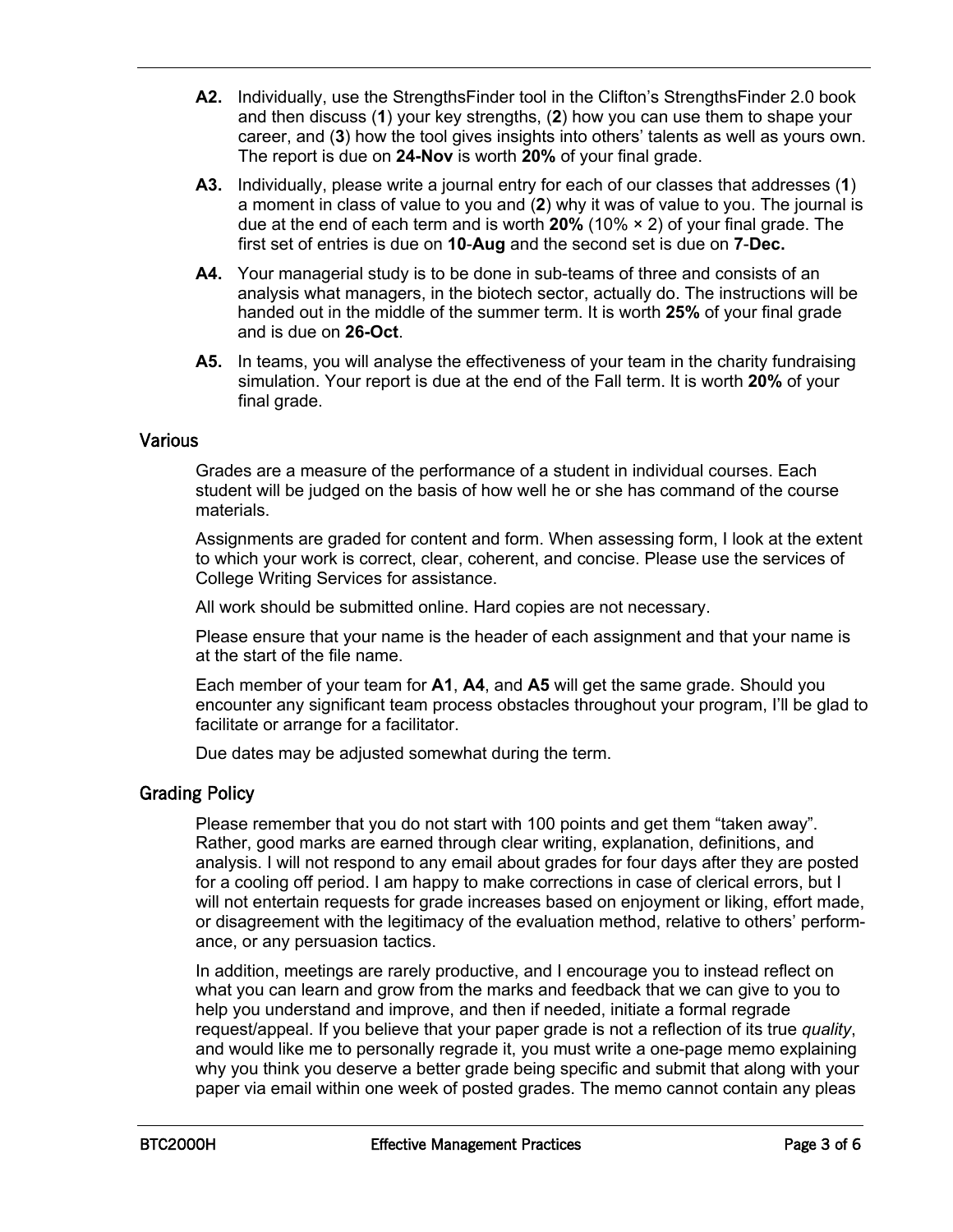**A2.** Individually, use the StrengthsFinder tool in the Clifton's StrengthsFinder 2.0 book and then discuss (**1**) your key strengths, (**2**) how you can use them to shape your career, and (**3**) how the tool gives insights into others' talents as well as yours own. The report is due on **24-Nov** is worth **20%** of your final grade.

**A3.** Individually, please write a journal entry for each of our classes that addresses (**1**) a moment in class of value to you and (**2**) why it was of value to you. The journal is due at the end of each term and is worth **20%** (10% × 2) of your final grade. The first set of entries is due on **10**-**Aug** and the second set is due on **7**-**Dec.**

**A4.** Your managerial study is to be done in sub-teams of three and consists of an analysis what managers, in the biotech sector, actually do. The instructions will be handed out in the middle of the summer term. It is worth **25%** of your final grade and is due on **26-Oct**.

**A5.** In teams, you will analyse the effectiveness of your team in the charity fundraising simulation. Your report is due at the end of the Fall term. It is worth **20%** of your final grade.

## Various

Grades are a measure of the performance of a student in individual courses. Each student will be judged on the basis of how well he or she has command of the course materials.

Assignments are graded for content and form. When assessing form, I look at the extent to which your work is correct, clear, coherent, and concise. Please use the services of College Writing Services for assistance.

All work should be submitted online. Hard copies are not necessary.

Please ensure that your name is the header of each assignment and that your name is at the start of the file name.

Each member of your team for **A1**, **A4**, and **A5** will get the same grade. Should you encounter any significant team process obstacles throughout your program, I'll be glad to facilitate or arrange for a facilitator.

Due dates may be adjusted somewhat during the term.

## Grading Policy

Please remember that you do not start with 100 points and get them "taken away". Rather, good marks are earned through clear writing, explanation, definitions, and analysis. I will not respond to any email about grades for four days after they are posted for a cooling off period. I am happy to make corrections in case of clerical errors, but I will not entertain requests for grade increases based on enjoyment or liking, effort made, or disagreement with the legitimacy of the evaluation method, relative to others' performance, or any persuasion tactics.

In addition, meetings are rarely productive, and I encourage you to instead reflect on what you can learn and grow from the marks and feedback that we can give to you to help you understand and improve, and then if needed, initiate a formal regrade request/appeal. If you believe that your paper grade is not a reflection of its true *quality*, and would like me to personally regrade it, you must write a one-page memo explaining why you think you deserve a better grade being specific and submit that along with your paper via email within one week of posted grades. The memo cannot contain any pleas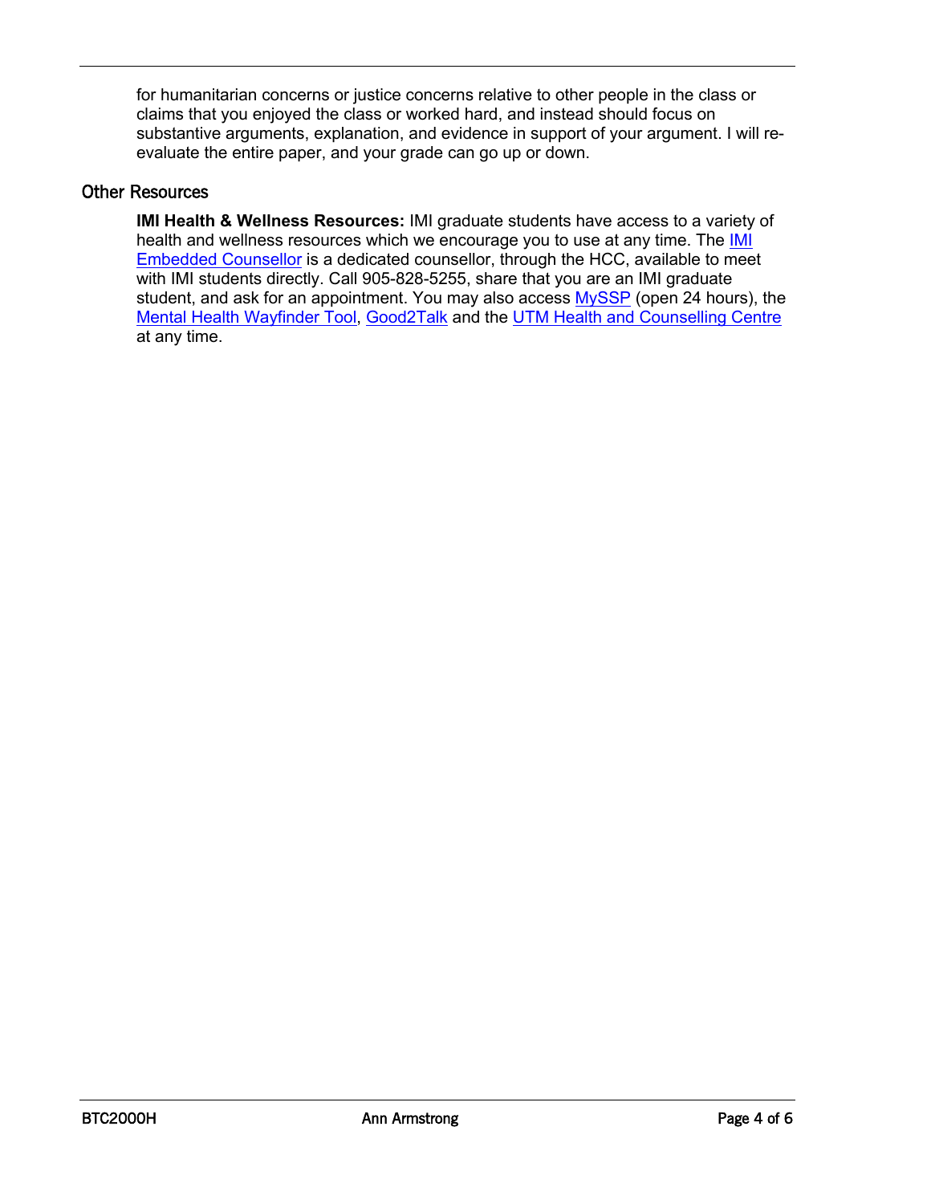for humanitarian concerns or justice concerns relative to other people in the class or claims that you enjoyed the class or worked hard, and instead should focus on substantive arguments, explanation, and evidence in support of your argument. I will re-evaluate the entire paper, and your grade can go up or down.

## Other Resources

**IMI Health & Wellness Resources:** IMI graduate students have access to a variety of health and wellness resources which we encourage you to use at any time. The IMI Embedded Counsellor is a dedicated counsellor, through the HCC, available to meet with IMI students directly. Call 905-828-5255, share that you are an IMI graduate student, and ask for an appointment. You may also access MySSP (open 24 hours), the Mental Health Wayfinder Tool, Good2Talk and the UTM Health and Counselling Centre at any time.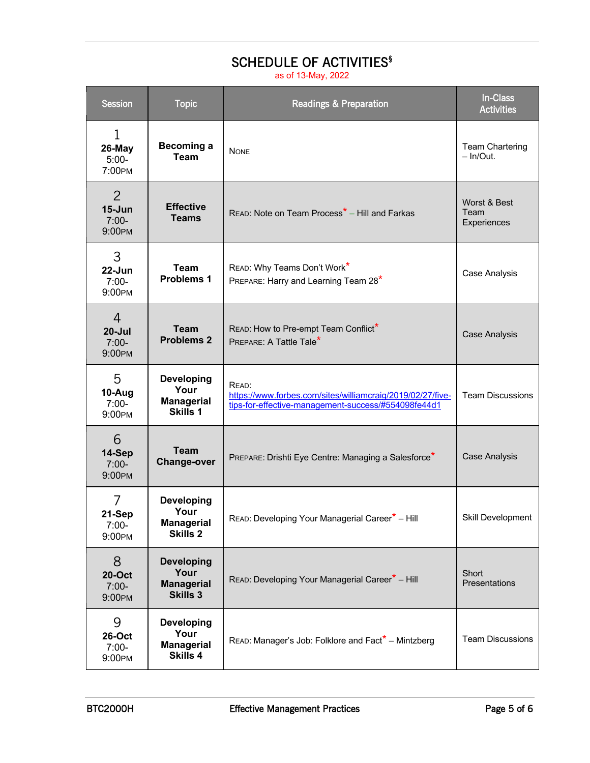# SCHEDULE OF ACTIVITIES[§]

as of 13-May, 2022

| Session | Topic | Readings & Preparation | In-Class Activities |
|---|---|---|---|
| 1 **26-May** 5:00-7:00PM | **Becoming a Team** | NONE | Team Chartering – In/Out. |
| 2 **15-Jun** 7:00-9:00PM | **Effective Teams** | READ: Note on Team Process* – Hill and Farkas | Worst & Best Team Experiences |
| 3 **22-Jun** 7:00-9:00PM | **Team Problems 1** | READ: Why Teams Don't Work* <br> PREPARE: Harry and Learning Team 28* | Case Analysis |
| 4 **20-Jul** 7:00-9:00PM | **Team Problems 2** | READ: How to Pre-empt Team Conflict* <br> PREPARE: A Tattle Tale* | Case Analysis |
| 5 **10-Aug** 7:00-9:00PM | **Developing Your Managerial Skills 1** | READ: https://www.forbes.com/sites/williamcraig/2019/02/27/five-tips-for-effective-management-success/#554098fe44d1 | Team Discussions |
| 6 **14-Sep** 7:00-9:00PM | **Team Change-over** | PREPARE: Drishti Eye Centre: Managing a Salesforce* | Case Analysis |
| 7 **21-Sep** 7:00-9:00PM | **Developing Your Managerial Skills 2** | READ: Developing Your Managerial Career* – Hill | Skill Development |
| 8 **20-Oct** 7:00-9:00PM | **Developing Your Managerial Skills 3** | READ: Developing Your Managerial Career* – Hill | Short Presentations |
| 9 **26-Oct** 7:00-9:00PM | **Developing Your Managerial Skills 4** | READ: Manager's Job: Folklore and Fact* – Mintzberg | Team Discussions |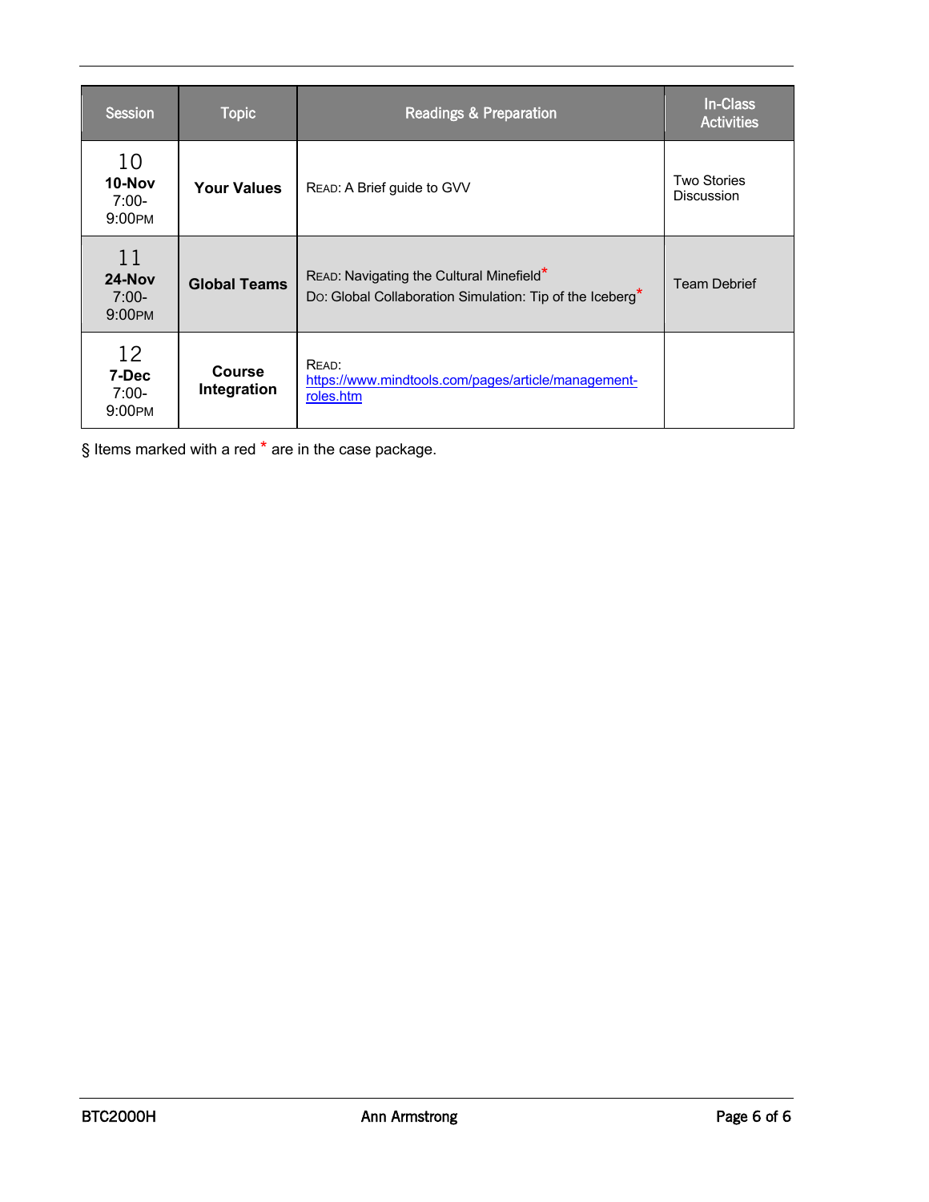| Session | Topic | Readings & Preparation | In-Class Activities |
|---|---|---|---|
| 10 **10-Nov** 7:00-9:00PM | **Your Values** | READ: A Brief guide to GVV | Two Stories Discussion |
| 11 **24-Nov** 7:00-9:00PM | **Global Teams** | READ: Navigating the Cultural Minefield* DO: Global Collaboration Simulation: Tip of the Iceberg* | Team Debrief |
| 12 **7-Dec** 7:00-9:00PM | **Course Integration** | READ: https://www.mindtools.com/pages/article/management-roles.htm | |

§ Items marked with a red * are in the case package.